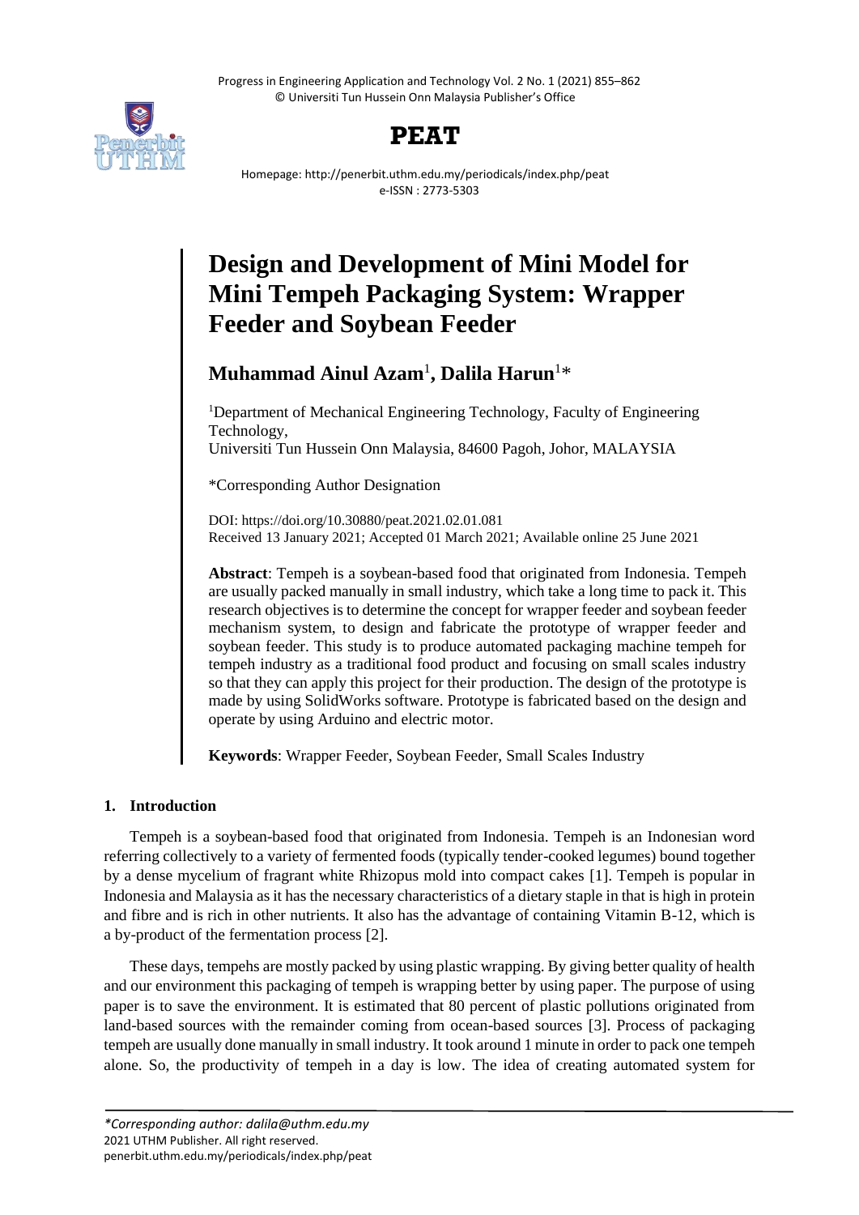# Design and Development of Mini Model for Mini Tempeh Packaging System: Wrapper Feeder and Soybean Feeder

**Muhammad Ainul Azam**[1], **Dalila Harun**[1]*

[1]Department of Mechanical Engineering Technology, Faculty of Engineering Technology,
Universiti Tun Hussein Onn Malaysia, 84600 Pagoh, Johor, MALAYSIA

*Corresponding Author Designation

DOI: https://doi.org/10.30880/peat.2021.02.01.081
Received 13 January 2021; Accepted 01 March 2021; Available online 25 June 2021

**Abstract**: Tempeh is a soybean-based food that originated from Indonesia. Tempeh are usually packed manually in small industry, which take a long time to pack it. This research objectives is to determine the concept for wrapper feeder and soybean feeder mechanism system, to design and fabricate the prototype of wrapper feeder and soybean feeder. This study is to produce automated packaging machine tempeh for tempeh industry as a traditional food product and focusing on small scales industry so that they can apply this project for their production. The design of the prototype is made by using SolidWorks software. Prototype is fabricated based on the design and operate by using Arduino and electric motor.

**Keywords**: Wrapper Feeder, Soybean Feeder, Small Scales Industry

## 1. Introduction

Tempeh is a soybean-based food that originated from Indonesia. Tempeh is an Indonesian word referring collectively to a variety of fermented foods (typically tender-cooked legumes) bound together by a dense mycelium of fragrant white Rhizopus mold into compact cakes [1]. Tempeh is popular in Indonesia and Malaysia as it has the necessary characteristics of a dietary staple in that is high in protein and fibre and is rich in other nutrients. It also has the advantage of containing Vitamin B-12, which is a by-product of the fermentation process [2].

These days, tempehs are mostly packed by using plastic wrapping. By giving better quality of health and our environment this packaging of tempeh is wrapping better by using paper. The purpose of using paper is to save the environment. It is estimated that 80 percent of plastic pollutions originated from land-based sources with the remainder coming from ocean-based sources [3]. Process of packaging tempeh are usually done manually in small industry. It took around 1 minute in order to pack one tempeh alone. So, the productivity of tempeh in a day is low. The idea of creating automated system for

*Corresponding author: dalila@uthm.edu.my
2021 UTHM Publisher. All right reserved.
penerbit.uthm.edu.my/periodicals/index.php/peat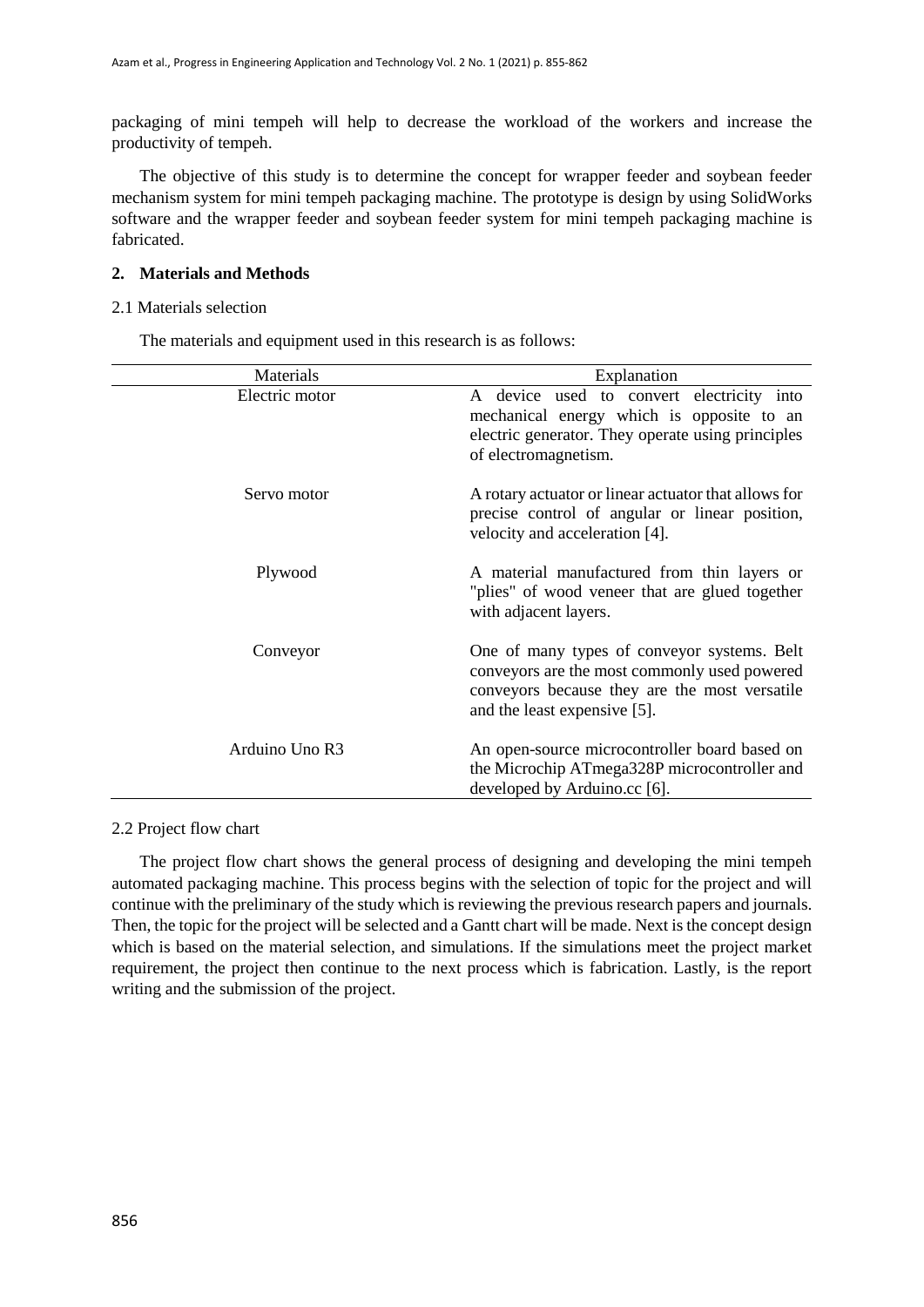packaging of mini tempeh will help to decrease the workload of the workers and increase the productivity of tempeh.

The objective of this study is to determine the concept for wrapper feeder and soybean feeder mechanism system for mini tempeh packaging machine. The prototype is design by using SolidWorks software and the wrapper feeder and soybean feeder system for mini tempeh packaging machine is fabricated.

## 2. Materials and Methods

### 2.1 Materials selection

The materials and equipment used in this research is as follows:

| Materials | Explanation |
|---|---|
| Electric motor | A device used to convert electricity into mechanical energy which is opposite to an electric generator. They operate using principles of electromagnetism. |
| Servo motor | A rotary actuator or linear actuator that allows for precise control of angular or linear position, velocity and acceleration [4]. |
| Plywood | A material manufactured from thin layers or "plies" of wood veneer that are glued together with adjacent layers. |
| Conveyor | One of many types of conveyor systems. Belt conveyors are the most commonly used powered conveyors because they are the most versatile and the least expensive [5]. |
| Arduino Uno R3 | An open-source microcontroller board based on the Microchip ATmega328P microcontroller and developed by Arduino.cc [6]. |

### 2.2 Project flow chart

The project flow chart shows the general process of designing and developing the mini tempeh automated packaging machine. This process begins with the selection of topic for the project and will continue with the preliminary of the study which is reviewing the previous research papers and journals. Then, the topic for the project will be selected and a Gantt chart will be made. Next is the concept design which is based on the material selection, and simulations. If the simulations meet the project market requirement, the project then continue to the next process which is fabrication. Lastly, is the report writing and the submission of the project.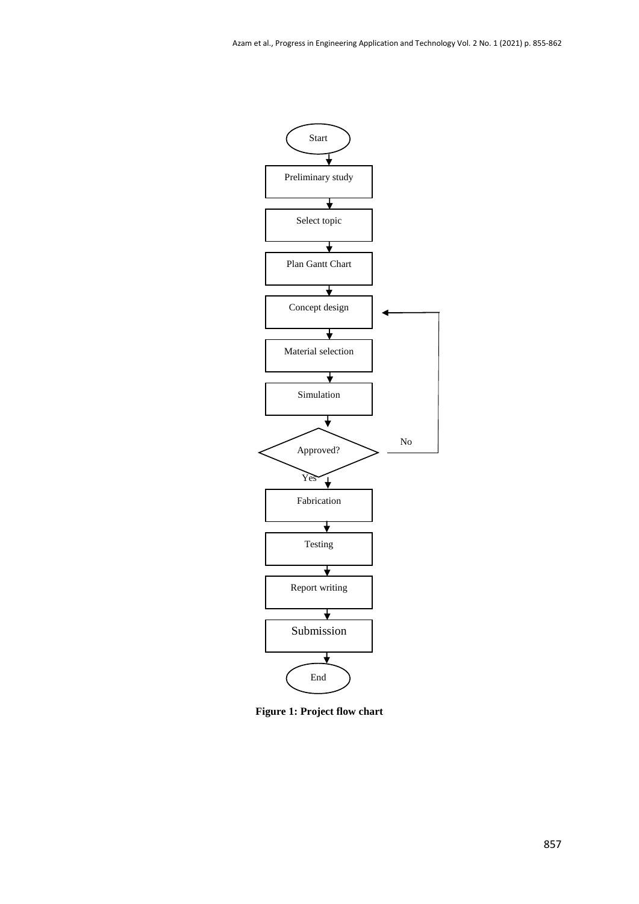Start

Preliminary study

Select topic

Plan Gantt Chart

Concept design

Material selection

Simulation

Approved?

No

Yes

Fabrication

Testing

Report writing

Submission

End

**Figure 1: Project flow chart**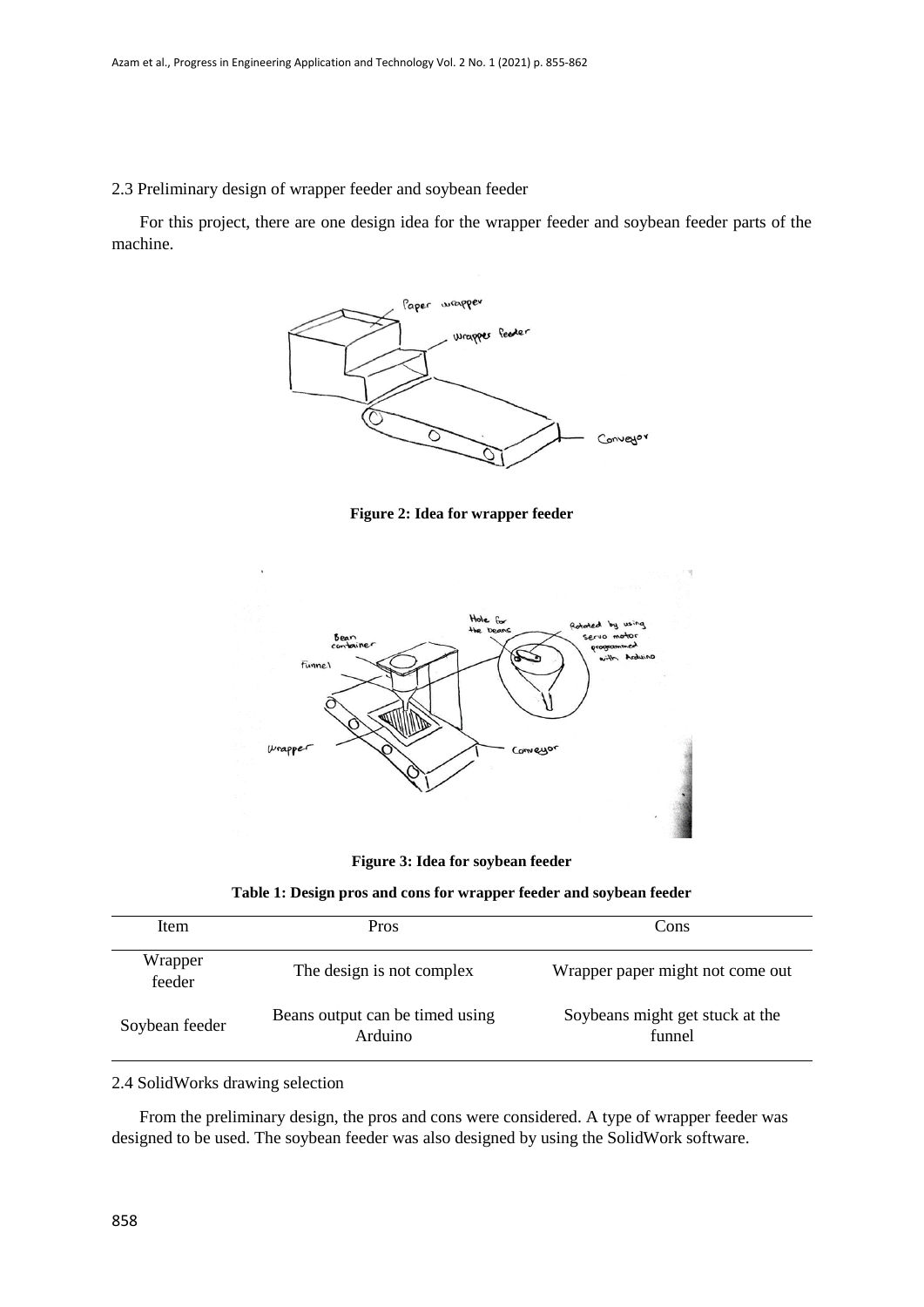2.3 Preliminary design of wrapper feeder and soybean feeder

For this project, there are one design idea for the wrapper feeder and soybean feeder parts of the machine.

**Figure 2: Idea for wrapper feeder**

**Figure 3: Idea for soybean feeder**

**Table 1: Design pros and cons for wrapper feeder and soybean feeder**

| Item | Pros | Cons |
|---|---|---|
| Wrapper feeder | The design is not complex | Wrapper paper might not come out |
| Soybean feeder | Beans output can be timed using Arduino | Soybeans might get stuck at the funnel |

2.4 SolidWorks drawing selection

From the preliminary design, the pros and cons were considered. A type of wrapper feeder was designed to be used. The soybean feeder was also designed by using the SolidWork software.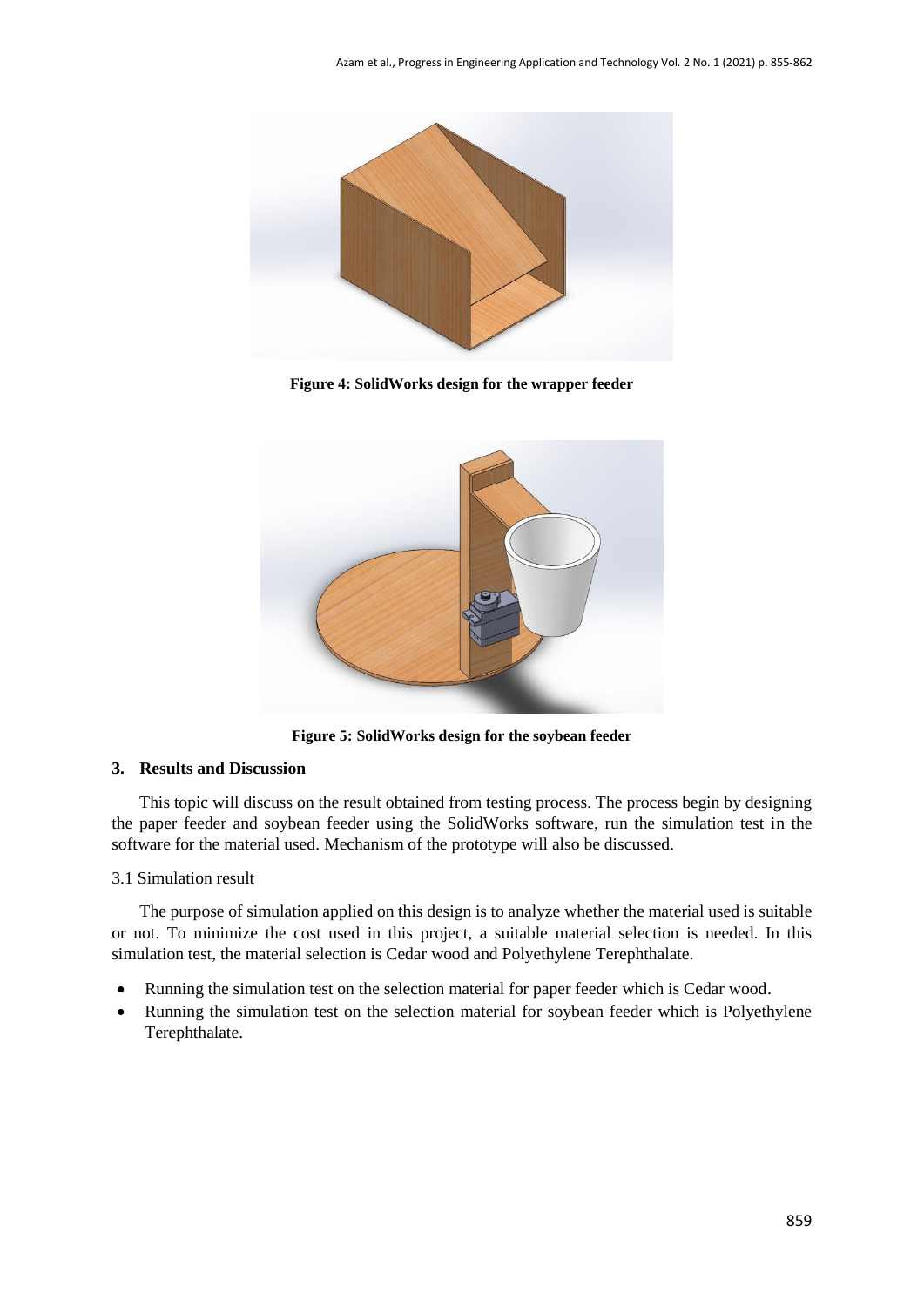Figure 4: SolidWorks design for the wrapper feeder

Figure 5: SolidWorks design for the soybean feeder

## 3. Results and Discussion

This topic will discuss on the result obtained from testing process. The process begin by designing the paper feeder and soybean feeder using the SolidWorks software, run the simulation test in the software for the material used. Mechanism of the prototype will also be discussed.

### 3.1 Simulation result

The purpose of simulation applied on this design is to analyze whether the material used is suitable or not. To minimize the cost used in this project, a suitable material selection is needed. In this simulation test, the material selection is Cedar wood and Polyethylene Terephthalate.

- Running the simulation test on the selection material for paper feeder which is Cedar wood.
- Running the simulation test on the selection material for soybean feeder which is Polyethylene Terephthalate.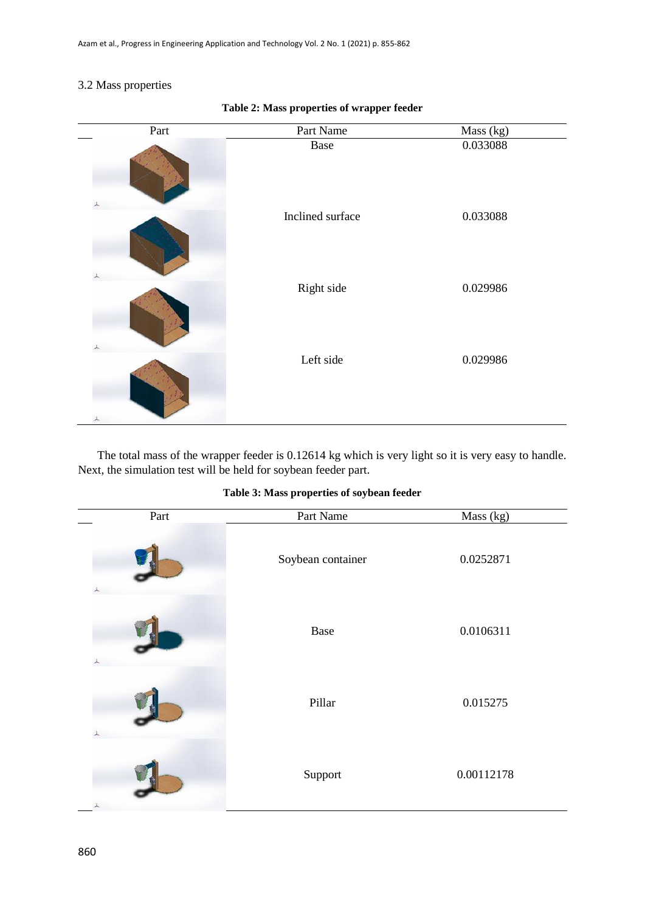### 3.2 Mass properties

**Table 2: Mass properties of wrapper feeder**

| Part | Part Name | Mass (kg) |
|---|---|---|
| | Base | 0.033088 |
| | Inclined surface | 0.033088 |
| | Right side | 0.029986 |
| | Left side | 0.029986 |

The total mass of the wrapper feeder is 0.12614 kg which is very light so it is very easy to handle. Next, the simulation test will be held for soybean feeder part.

**Table 3: Mass properties of soybean feeder**

| Part | Part Name | Mass (kg) |
|---|---|---|
| | Soybean container | 0.0252871 |
| | Base | 0.0106311 |
| | Pillar | 0.015275 |
| | Support | 0.00112178 |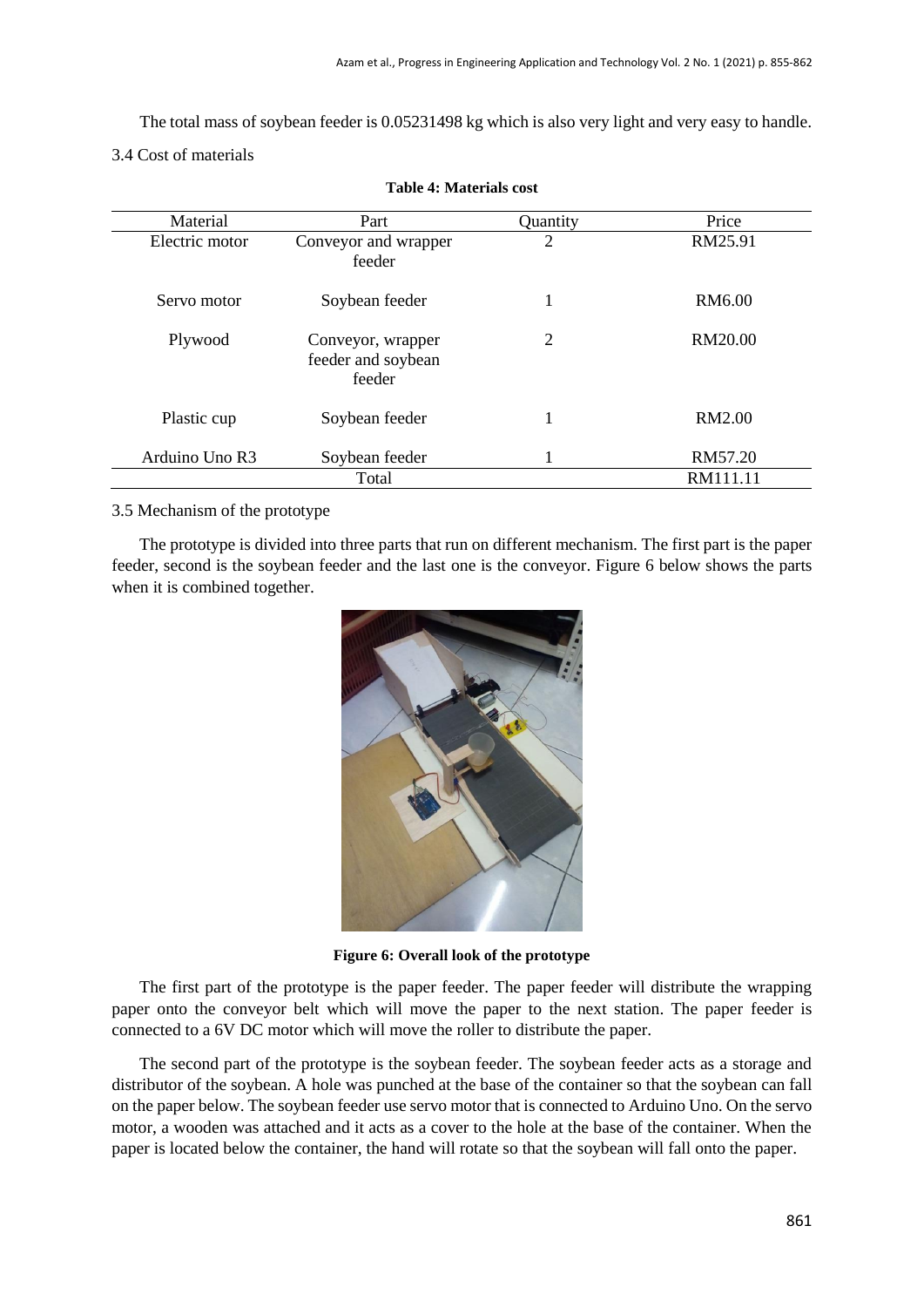The total mass of soybean feeder is 0.05231498 kg which is also very light and very easy to handle.

### 3.4 Cost of materials

**Table 4: Materials cost**

| Material | Part | Quantity | Price |
|---|---|---|---|
| Electric motor | Conveyor and wrapper feeder | 2 | RM25.91 |
| Servo motor | Soybean feeder | 1 | RM6.00 |
| Plywood | Conveyor, wrapper feeder and soybean feeder | 2 | RM20.00 |
| Plastic cup | Soybean feeder | 1 | RM2.00 |
| Arduino Uno R3 | Soybean feeder | 1 | RM57.20 |
| | Total | | RM111.11 |

### 3.5 Mechanism of the prototype

The prototype is divided into three parts that run on different mechanism. The first part is the paper feeder, second is the soybean feeder and the last one is the conveyor. Figure 6 below shows the parts when it is combined together.

**Figure 6: Overall look of the prototype**

The first part of the prototype is the paper feeder. The paper feeder will distribute the wrapping paper onto the conveyor belt which will move the paper to the next station. The paper feeder is connected to a 6V DC motor which will move the roller to distribute the paper.

The second part of the prototype is the soybean feeder. The soybean feeder acts as a storage and distributor of the soybean. A hole was punched at the base of the container so that the soybean can fall on the paper below. The soybean feeder use servo motor that is connected to Arduino Uno. On the servo motor, a wooden was attached and it acts as a cover to the hole at the base of the container. When the paper is located below the container, the hand will rotate so that the soybean will fall onto the paper.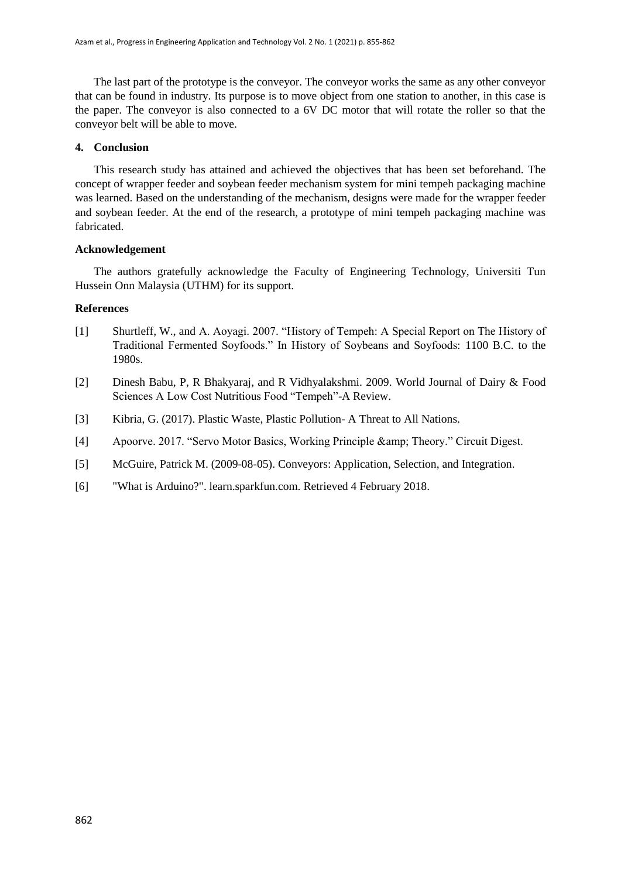The last part of the prototype is the conveyor. The conveyor works the same as any other conveyor that can be found in industry. Its purpose is to move object from one station to another, in this case is the paper. The conveyor is also connected to a 6V DC motor that will rotate the roller so that the conveyor belt will be able to move.

## 4. Conclusion

This research study has attained and achieved the objectives that has been set beforehand. The concept of wrapper feeder and soybean feeder mechanism system for mini tempeh packaging machine was learned. Based on the understanding of the mechanism, designs were made for the wrapper feeder and soybean feeder. At the end of the research, a prototype of mini tempeh packaging machine was fabricated.

## Acknowledgement

The authors gratefully acknowledge the Faculty of Engineering Technology, Universiti Tun Hussein Onn Malaysia (UTHM) for its support.

## References

[1] Shurtleff, W., and A. Aoyagi. 2007. "History of Tempeh: A Special Report on The History of Traditional Fermented Soyfoods." In History of Soybeans and Soyfoods: 1100 B.C. to the 1980s.

[2] Dinesh Babu, P, R Bhakyaraj, and R Vidhyalakshmi. 2009. World Journal of Dairy & Food Sciences A Low Cost Nutritious Food "Tempeh"-A Review.

[3] Kibria, G. (2017). Plastic Waste, Plastic Pollution- A Threat to All Nations.

[4] Apoorve. 2017. "Servo Motor Basics, Working Principle &amp; Theory." Circuit Digest.

[5] McGuire, Patrick M. (2009-08-05). Conveyors: Application, Selection, and Integration.

[6] "What is Arduino?". learn.sparkfun.com. Retrieved 4 February 2018.